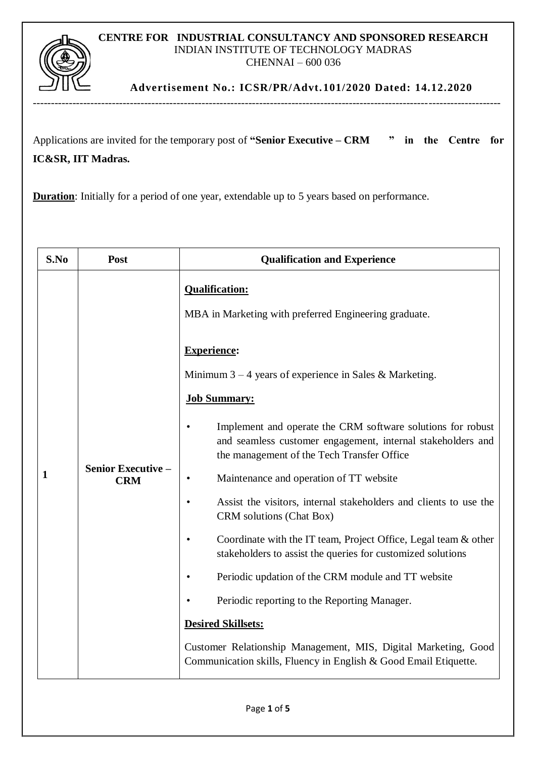**CENTRE FOR INDUSTRIAL CONSULTANCY AND SPONSORED RESEARCH**
INDIAN INSTITUTE OF TECHNOLOGY MADRAS
CHENNAI – 600 036

**Advertisement No.: ICSR/PR/Advt.101/2020 Dated: 14.12.2020**

---

Applications are invited for the temporary post of **"Senior Executive – CRM " in the Centre for IC&SR, IIT Madras.**

**Duration**: Initially for a period of one year, extendable up to 5 years based on performance.

| S.No | Post | Qualification and Experience |
|---|---|---|
| 1 | **Senior Executive – CRM** | **Qualification:**<br><br>MBA in Marketing with preferred Engineering graduate.<br><br>**Experience:**<br><br>Minimum 3 – 4 years of experience in Sales & Marketing.<br><br>**Job Summary:**<br><br>• Implement and operate the CRM software solutions for robust and seamless customer engagement, internal stakeholders and the management of the Tech Transfer Office<br>• Maintenance and operation of TT website<br>• Assist the visitors, internal stakeholders and clients to use the CRM solutions (Chat Box)<br>• Coordinate with the IT team, Project Office, Legal team & other stakeholders to assist the queries for customized solutions<br>• Periodic updation of the CRM module and TT website<br>• Periodic reporting to the Reporting Manager.<br><br>**Desired Skillsets:**<br><br>Customer Relationship Management, MIS, Digital Marketing, Good Communication skills, Fluency in English & Good Email Etiquette. |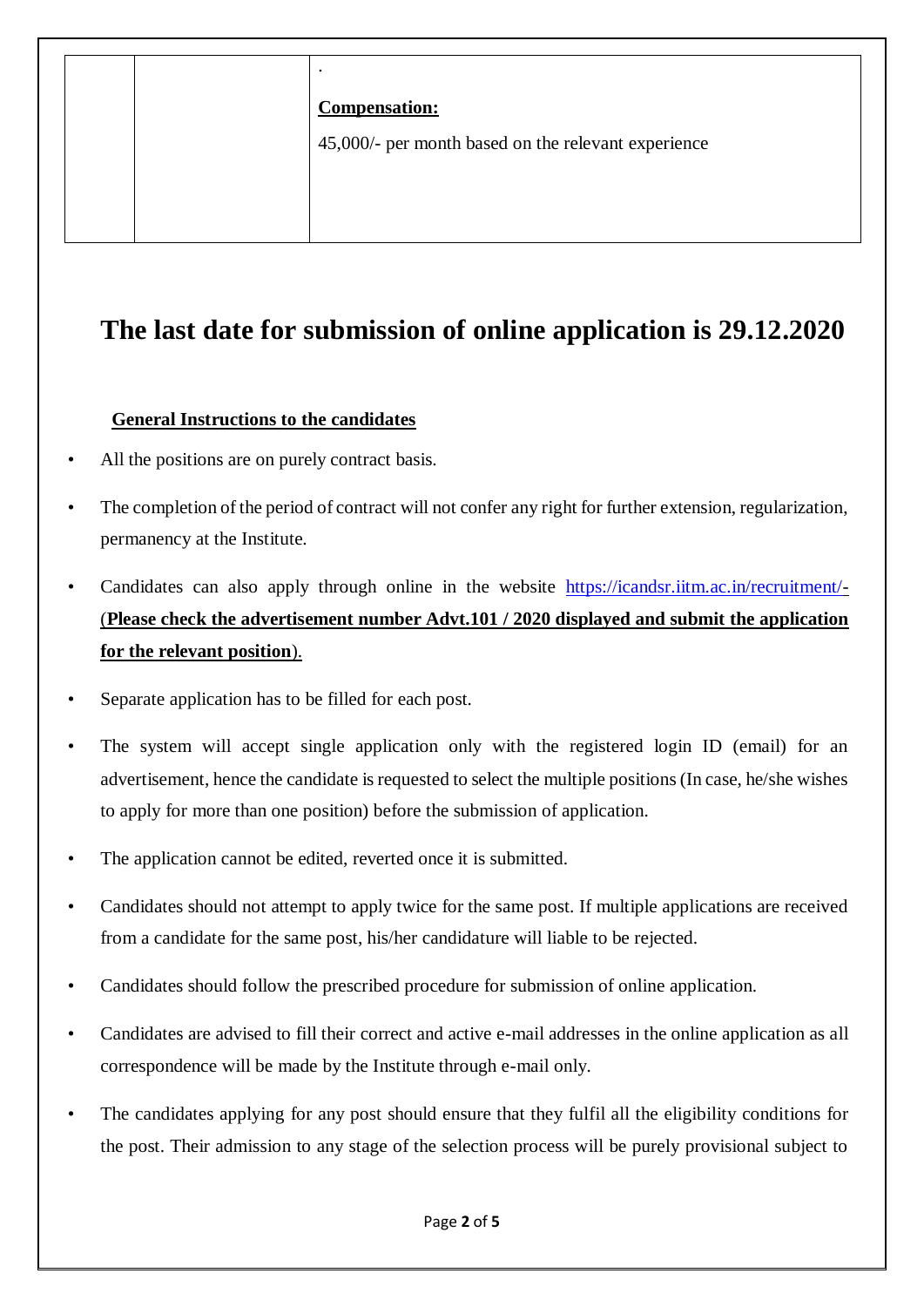| | | . **Compensation:** 45,000/- per month based on the relevant experience |
|---|---|---|

# The last date for submission of online application is 29.12.2020

**General Instructions to the candidates**

- All the positions are on purely contract basis.
- The completion of the period of contract will not confer any right for further extension, regularization, permanency at the Institute.
- Candidates can also apply through online in the website https://icandsr.iitm.ac.in/recruitment/- (**Please check the advertisement number Advt.101 / 2020 displayed and submit the application for the relevant position**).
- Separate application has to be filled for each post.
- The system will accept single application only with the registered login ID (email) for an advertisement, hence the candidate is requested to select the multiple positions (In case, he/she wishes to apply for more than one position) before the submission of application.
- The application cannot be edited, reverted once it is submitted.
- Candidates should not attempt to apply twice for the same post. If multiple applications are received from a candidate for the same post, his/her candidature will liable to be rejected.
- Candidates should follow the prescribed procedure for submission of online application.
- Candidates are advised to fill their correct and active e-mail addresses in the online application as all correspondence will be made by the Institute through e-mail only.
- The candidates applying for any post should ensure that they fulfil all the eligibility conditions for the post. Their admission to any stage of the selection process will be purely provisional subject to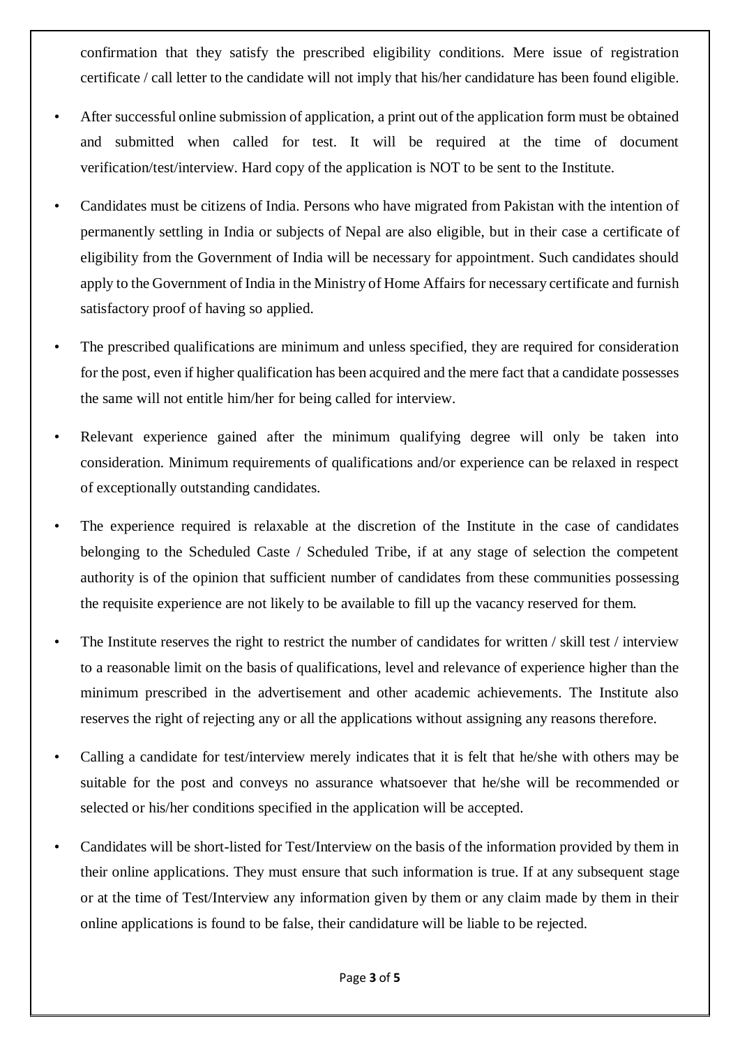confirmation that they satisfy the prescribed eligibility conditions. Mere issue of registration certificate / call letter to the candidate will not imply that his/her candidature has been found eligible.

- After successful online submission of application, a print out of the application form must be obtained and submitted when called for test. It will be required at the time of document verification/test/interview. Hard copy of the application is NOT to be sent to the Institute.
- Candidates must be citizens of India. Persons who have migrated from Pakistan with the intention of permanently settling in India or subjects of Nepal are also eligible, but in their case a certificate of eligibility from the Government of India will be necessary for appointment. Such candidates should apply to the Government of India in the Ministry of Home Affairs for necessary certificate and furnish satisfactory proof of having so applied.
- The prescribed qualifications are minimum and unless specified, they are required for consideration for the post, even if higher qualification has been acquired and the mere fact that a candidate possesses the same will not entitle him/her for being called for interview.
- Relevant experience gained after the minimum qualifying degree will only be taken into consideration. Minimum requirements of qualifications and/or experience can be relaxed in respect of exceptionally outstanding candidates.
- The experience required is relaxable at the discretion of the Institute in the case of candidates belonging to the Scheduled Caste / Scheduled Tribe, if at any stage of selection the competent authority is of the opinion that sufficient number of candidates from these communities possessing the requisite experience are not likely to be available to fill up the vacancy reserved for them.
- The Institute reserves the right to restrict the number of candidates for written / skill test / interview to a reasonable limit on the basis of qualifications, level and relevance of experience higher than the minimum prescribed in the advertisement and other academic achievements. The Institute also reserves the right of rejecting any or all the applications without assigning any reasons therefore.
- Calling a candidate for test/interview merely indicates that it is felt that he/she with others may be suitable for the post and conveys no assurance whatsoever that he/she will be recommended or selected or his/her conditions specified in the application will be accepted.
- Candidates will be short-listed for Test/Interview on the basis of the information provided by them in their online applications. They must ensure that such information is true. If at any subsequent stage or at the time of Test/Interview any information given by them or any claim made by them in their online applications is found to be false, their candidature will be liable to be rejected.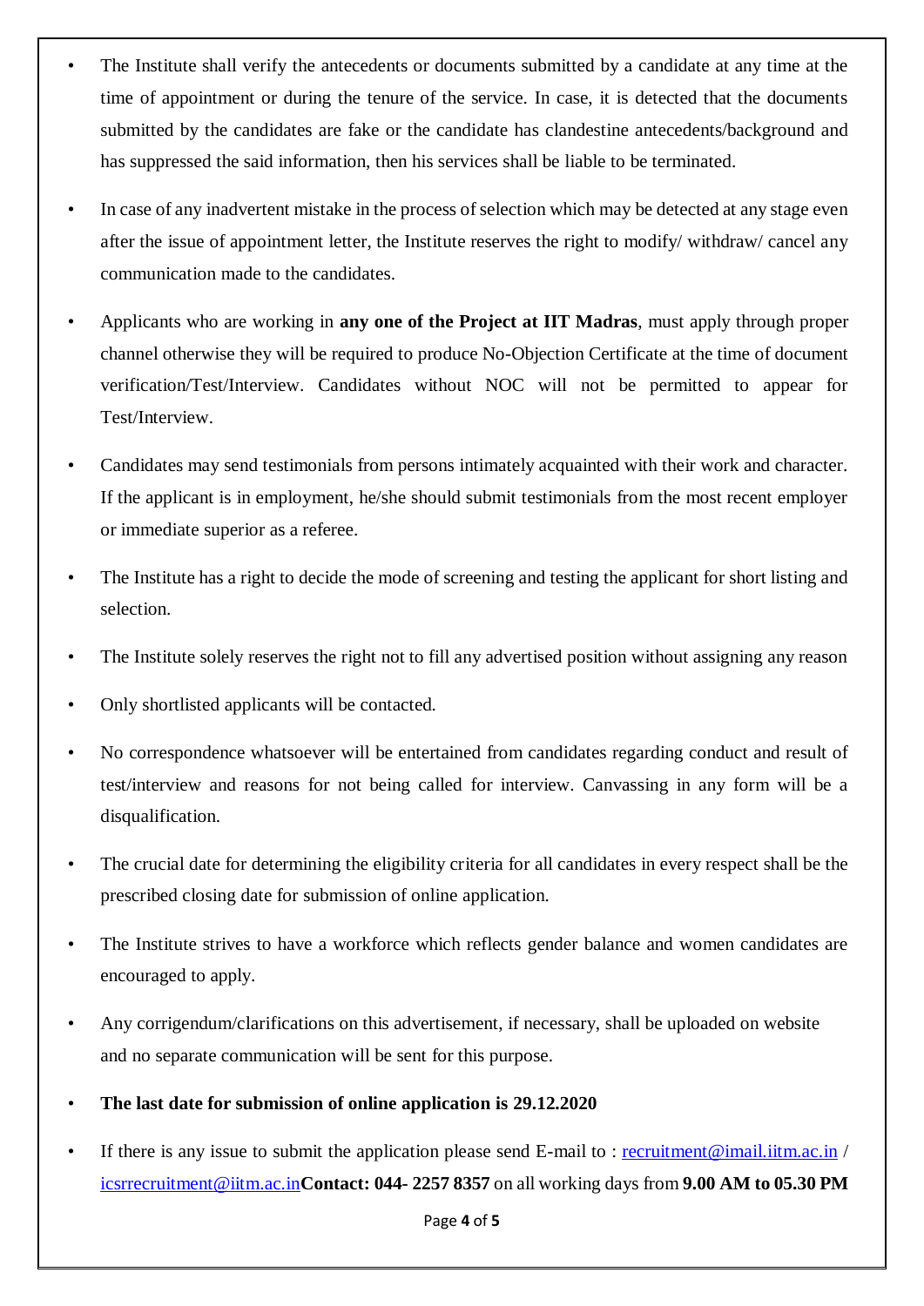- The Institute shall verify the antecedents or documents submitted by a candidate at any time at the time of appointment or during the tenure of the service. In case, it is detected that the documents submitted by the candidates are fake or the candidate has clandestine antecedents/background and has suppressed the said information, then his services shall be liable to be terminated.

- In case of any inadvertent mistake in the process of selection which may be detected at any stage even after the issue of appointment letter, the Institute reserves the right to modify/ withdraw/ cancel any communication made to the candidates.

- Applicants who are working in **any one of the Project at IIT Madras**, must apply through proper channel otherwise they will be required to produce No-Objection Certificate at the time of document verification/Test/Interview. Candidates without NOC will not be permitted to appear for Test/Interview.

- Candidates may send testimonials from persons intimately acquainted with their work and character. If the applicant is in employment, he/she should submit testimonials from the most recent employer or immediate superior as a referee.

- The Institute has a right to decide the mode of screening and testing the applicant for short listing and selection.

- The Institute solely reserves the right not to fill any advertised position without assigning any reason

- Only shortlisted applicants will be contacted.

- No correspondence whatsoever will be entertained from candidates regarding conduct and result of test/interview and reasons for not being called for interview. Canvassing in any form will be a disqualification.

- The crucial date for determining the eligibility criteria for all candidates in every respect shall be the prescribed closing date for submission of online application.

- The Institute strives to have a workforce which reflects gender balance and women candidates are encouraged to apply.

- Any corrigendum/clarifications on this advertisement, if necessary, shall be uploaded on website and no separate communication will be sent for this purpose.

- **The last date for submission of online application is 29.12.2020**

- If there is any issue to submit the application please send E-mail to : recruitment@imail.iitm.ac.in / icsrrecruitment@iitm.ac.in**Contact: 044- 2257 8357** on all working days from **9.00 AM to 05.30 PM**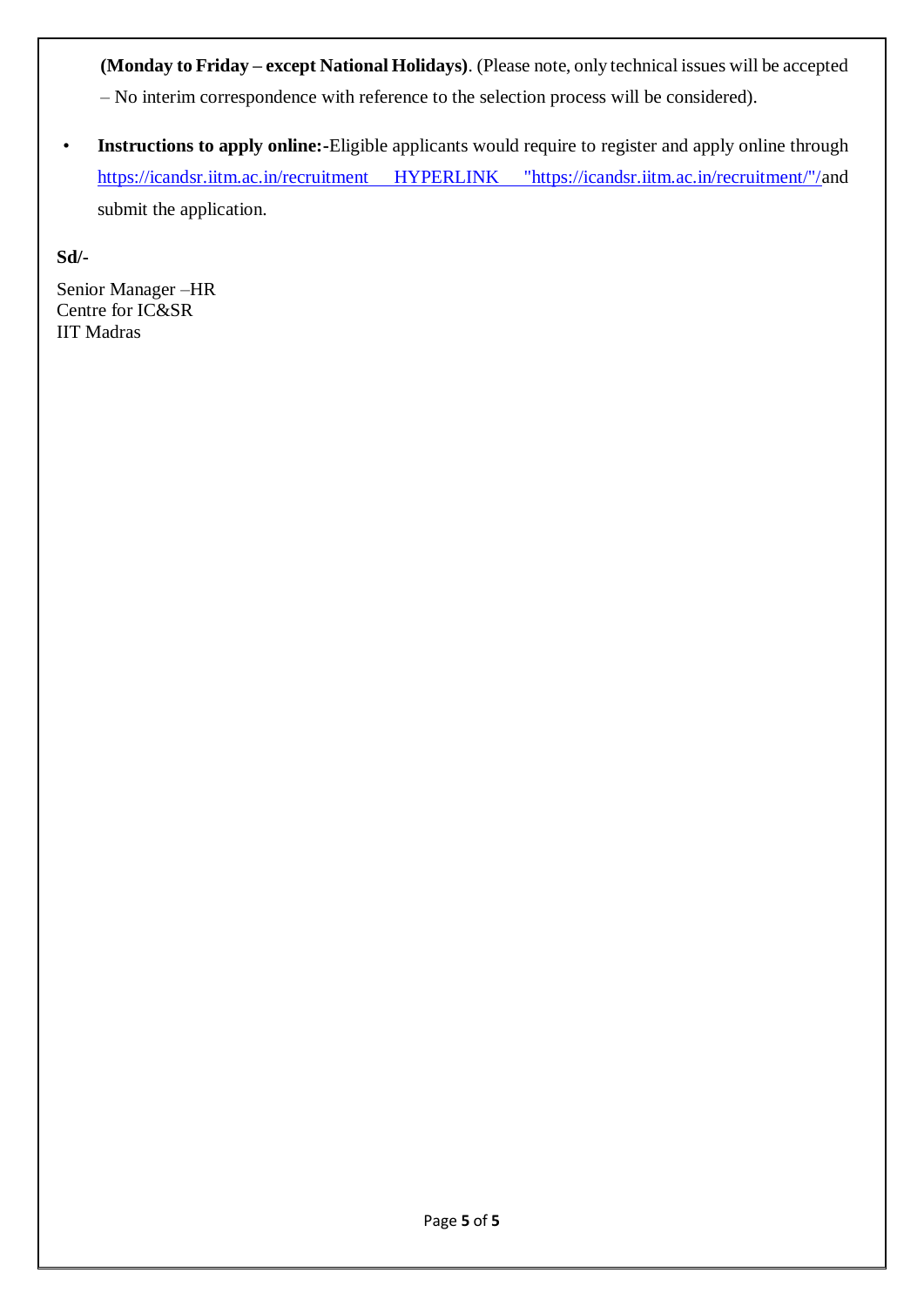**(Monday to Friday – except National Holidays)**. (Please note, only technical issues will be accepted – No interim correspondence with reference to the selection process will be considered).

- **Instructions to apply online:**-Eligible applicants would require to register and apply online through https://icandsr.iitm.ac.in/recruitment HYPERLINK "https://icandsr.iitm.ac.in/recruitment/"/and submit the application.

**Sd/-**

Senior Manager –HR
Centre for IC&SR
IIT Madras